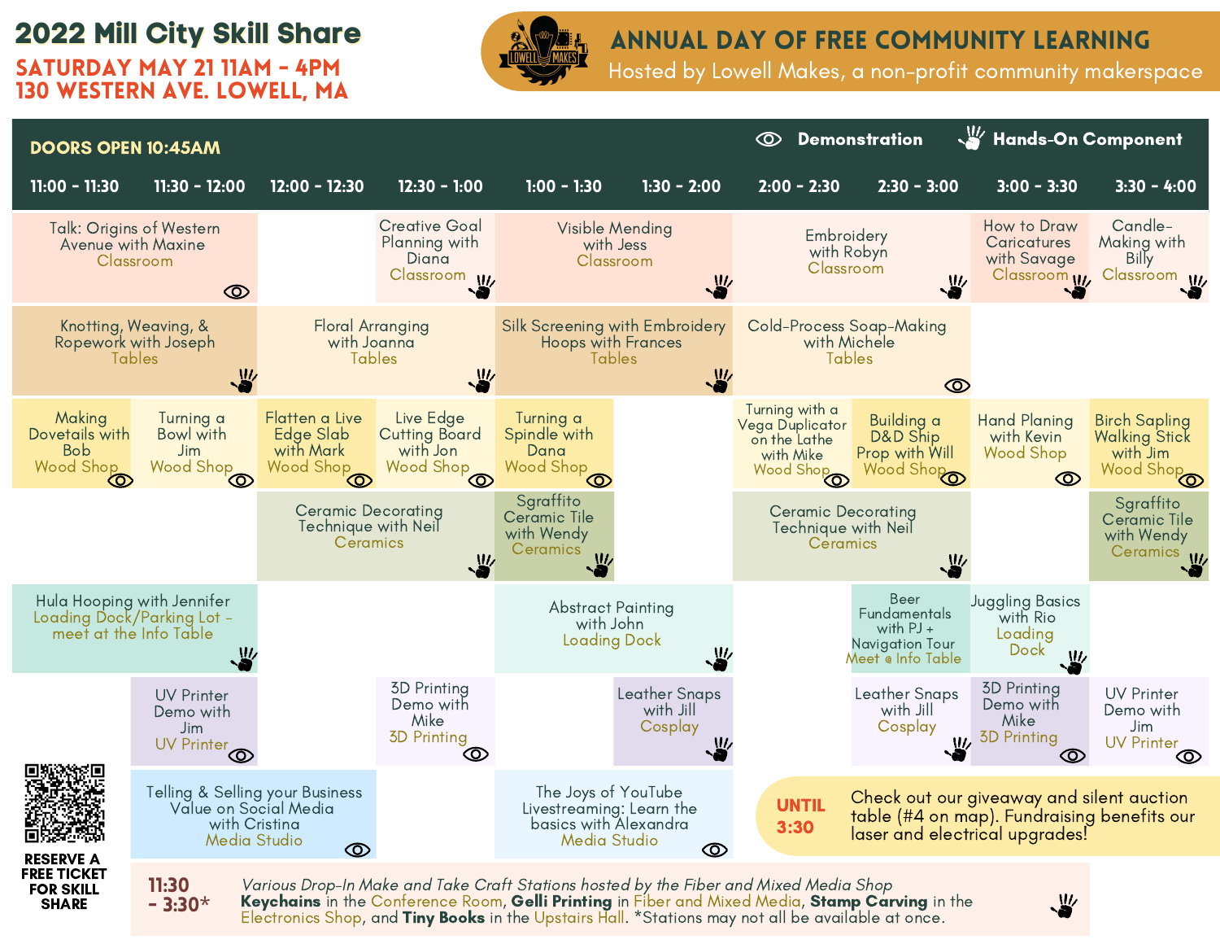# 2022 Mill City Skill Share

**SATURDAY MAY 21 11AM - 4PM**
**130 WESTERN AVE. LOWELL, MA**

## ANNUAL DAY OF FREE COMMUNITY LEARNING

Hosted by Lowell Makes, a non-profit community makerspace

**DOORS OPEN 10:45AM**

Legend: 👁 Demonstration | ✋ Hands-On Component

| 11:00 - 11:30 | 11:30 - 12:00 | 12:00 - 12:30 | 12:30 - 1:00 | 1:00 - 1:30 | 1:30 - 2:00 | 2:00 - 2:30 | 2:30 - 3:00 | 3:00 - 3:30 | 3:30 - 4:00 |
|---|---|---|---|---|---|---|---|---|---|
| Talk: Origins of Western Avenue with Maxine, Classroom (👁) | | | Creative Goal Planning with Diana, Classroom (✋) | Visible Mending with Jess, Classroom (✋) | | Embroidery with Robyn, Classroom (✋) | | How to Draw Caricatures with Savage, Classroom (✋) | Candle-Making with Billy, Classroom (✋) |
| Knotting, Weaving, & Ropework with Joseph, Tables (✋) | | Floral Arranging with Joanna, Tables (✋) | | Silk Screening with Embroidery Hoops with Frances, Tables (✋) | | Cold-Process Soap-Making with Michele, Tables (👁) | | | |
| Making Dovetails with Bob, Wood Shop (👁) | Turning a Bowl with Jim, Wood Shop (👁) | Flatten a Live Edge Slab with Mark, Wood Shop (👁) | Live Edge Cutting Board with Jon, Wood Shop (👁) | Turning a Spindle with Dana, Wood Shop (👁) | | Turning with a Vega Duplicator on the Lathe with Mike, Wood Shop (👁) | Building a D&D Ship Prop with Will, Wood Shop (👁) | Hand Planing with Kevin, Wood Shop (👁) | Birch Sapling Walking Stick with Jim, Wood Shop (👁) |
| | | Ceramic Decorating Technique with Neil, Ceramics (✋) | | Sgraffito Ceramic Tile with Wendy, Ceramics (✋) | | Ceramic Decorating Technique with Neil, Ceramics (✋) | | | Sgraffito Ceramic Tile with Wendy, Ceramics (✋) |
| Hula Hooping with Jennifer, Loading Dock/Parking Lot - meet at the Info Table (✋) | | | | Abstract Painting with John, Loading Dock (✋) | | | Beer Fundamentals with PJ + Navigation Tour, Meet @ Info Table | Juggling Basics with Rio, Loading Dock (✋) | |
| | UV Printer Demo with Jim, UV Printer (👁) | | 3D Printing Demo with Mike, 3D Printing (👁) | | Leather Snaps with Jill, Cosplay (✋) | | Leather Snaps with Jill, Cosplay (✋) | 3D Printing Demo with Mike, 3D Printing (👁) | UV Printer Demo with Jim, UV Printer (👁) |
| | Telling & Selling your Business Value on Social Media with Cristina, Media Studio (👁) | | | The Joys of YouTube Livestreaming: Learn the basics with Alexandra, Media Studio (👁) | | | | | |

**UNTIL 3:30** Check out our giveaway and silent auction table (#4 on map). Fundraising benefits our laser and electrical upgrades!

**11:30 - 3:30*** *Various Drop-In Make and Take Craft Stations hosted by the Fiber and Mixed Media Shop* **Keychains** in the Conference Room, **Gelli Printing** in Fiber and Mixed Media, **Stamp Carving** in the Electronics Shop, and **Tiny Books** in the Upstairs Hall. *Stations may not all be available at once. (✋)

**RESERVE A FREE TICKET FOR SKILL SHARE**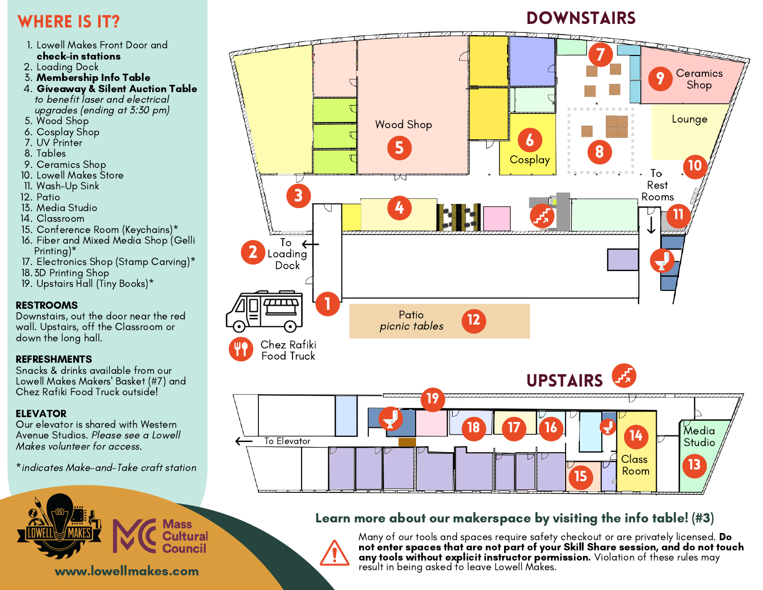## WHERE IS IT?

1. Lowell Makes Front Door and **check-in stations**
2. Loading Dock
3. **Membership Info Table**
4. **Giveaway & Silent Auction Table** *to benefit laser and electrical upgrades (ending at 3:30 pm)*
5. Wood Shop
6. Cosplay Shop
7. UV Printer
8. Tables
9. Ceramics Shop
10. Lowell Makes Store
11. Wash-Up Sink
12. Patio
13. Media Studio
14. Classroom
15. Conference Room (Keychains)*
16. Fiber and Mixed Media Shop (Gelli Printing)*
17. Electronics Shop (Stamp Carving)*
18. 3D Printing Shop
19. Upstairs Hall (Tiny Books)*

**RESTROOMS**
Downstairs, out the door near the red wall. Upstairs, off the Classroom or down the long hall.

**REFRESHMENTS**
Snacks & drinks available from our Lowell Makes Makers' Basket (#7) and Chez Rafiki Food Truck outside!

**ELEVATOR**
Our elevator is shared with Western Avenue Studios. *Please see a Lowell Makes volunteer for access.*

*\*indicates Make-and-Take craft station*

## DOWNSTAIRS

Wood Shop 5
Cosplay 6
7
8
Ceramics Shop 9
Lounge
10
To Rest Rooms
11
3
4
To Loading Dock 2
1
Patio *picnic tables* 12
Chez Rafiki Food Truck

## UPSTAIRS

19
18
17
16
To Elevator
Class Room 14
Media Studio 13
15

**Learn more about our makerspace by visiting the info table! (#3)**

Many of our tools and spaces require safety checkout or are privately licensed. **Do not enter spaces that are not part of your Skill Share session, and do not touch any tools without explicit instructor permission.** Violation of these rules may result in being asked to leave Lowell Makes.

LOWELL MAKES

Mass Cultural Council

www.lowellmakes.com